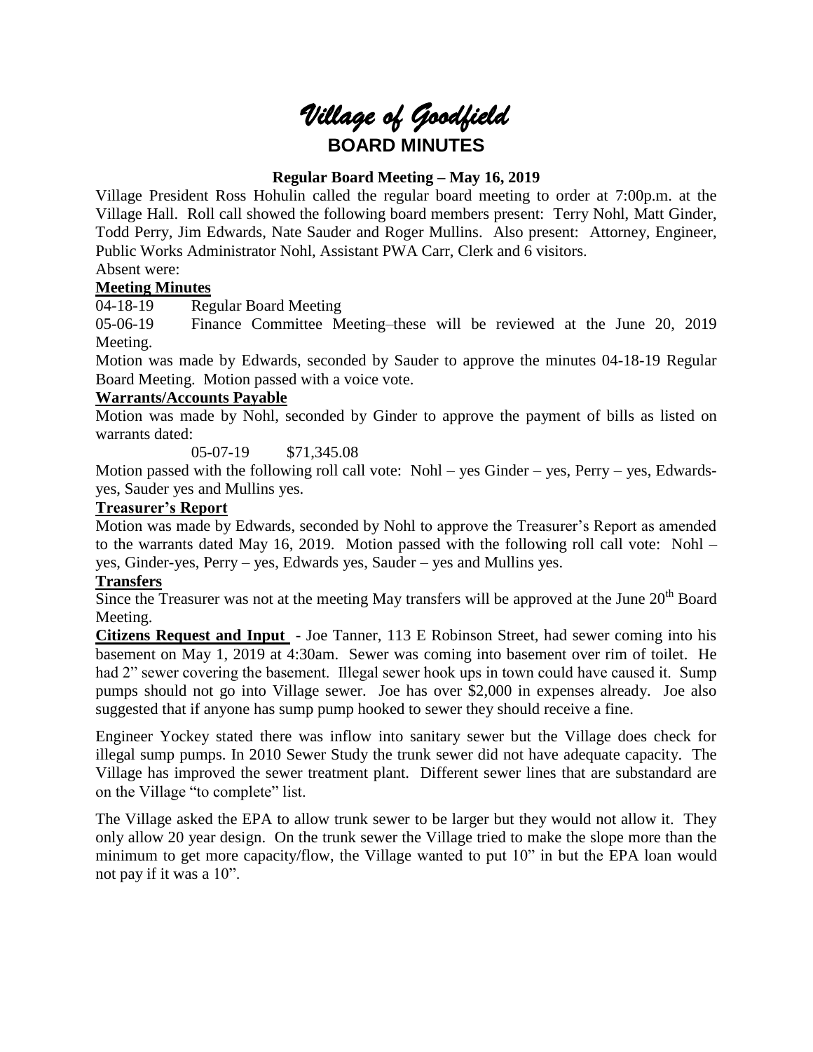# *Village of Goodfield*

## BOARD MINUTES

### Regular Board Meeting – May 16, 2019

Village President Ross Hohulin called the regular board meeting to order at 7:00p.m. at the Village Hall. Roll call showed the following board members present: Terry Nohl, Matt Ginder, Todd Perry, Jim Edwards, Nate Sauder and Roger Mullins. Also present: Attorney, Engineer, Public Works Administrator Nohl, Assistant PWA Carr, Clerk and 6 visitors.

Absent were:

**Meeting Minutes**

04-18-19 Regular Board Meeting

05-06-19 Finance Committee Meeting–these will be reviewed at the June 20, 2019 Meeting.

Motion was made by Edwards, seconded by Sauder to approve the minutes 04-18-19 Regular Board Meeting. Motion passed with a voice vote.

**Warrants/Accounts Payable**

Motion was made by Nohl, seconded by Ginder to approve the payment of bills as listed on warrants dated:

05-07-19 $71,345.08

Motion passed with the following roll call vote: Nohl – yes Ginder – yes, Perry – yes, Edwards-yes, Sauder yes and Mullins yes.

**Treasurer's Report**

Motion was made by Edwards, seconded by Nohl to approve the Treasurer's Report as amended to the warrants dated May 16, 2019. Motion passed with the following roll call vote: Nohl – yes, Ginder-yes, Perry – yes, Edwards yes, Sauder – yes and Mullins yes.

**Transfers**

Since the Treasurer was not at the meeting May transfers will be approved at the June 20th Board Meeting.

**Citizens Request and Input** - Joe Tanner, 113 E Robinson Street, had sewer coming into his basement on May 1, 2019 at 4:30am. Sewer was coming into basement over rim of toilet. He had 2" sewer covering the basement. Illegal sewer hook ups in town could have caused it. Sump pumps should not go into Village sewer. Joe has over $2,000 in expenses already. Joe also suggested that if anyone has sump pump hooked to sewer they should receive a fine.

Engineer Yockey stated there was inflow into sanitary sewer but the Village does check for illegal sump pumps. In 2010 Sewer Study the trunk sewer did not have adequate capacity. The Village has improved the sewer treatment plant. Different sewer lines that are substandard are on the Village "to complete" list.

The Village asked the EPA to allow trunk sewer to be larger but they would not allow it. They only allow 20 year design. On the trunk sewer the Village tried to make the slope more than the minimum to get more capacity/flow, the Village wanted to put 10" in but the EPA loan would not pay if it was a 10".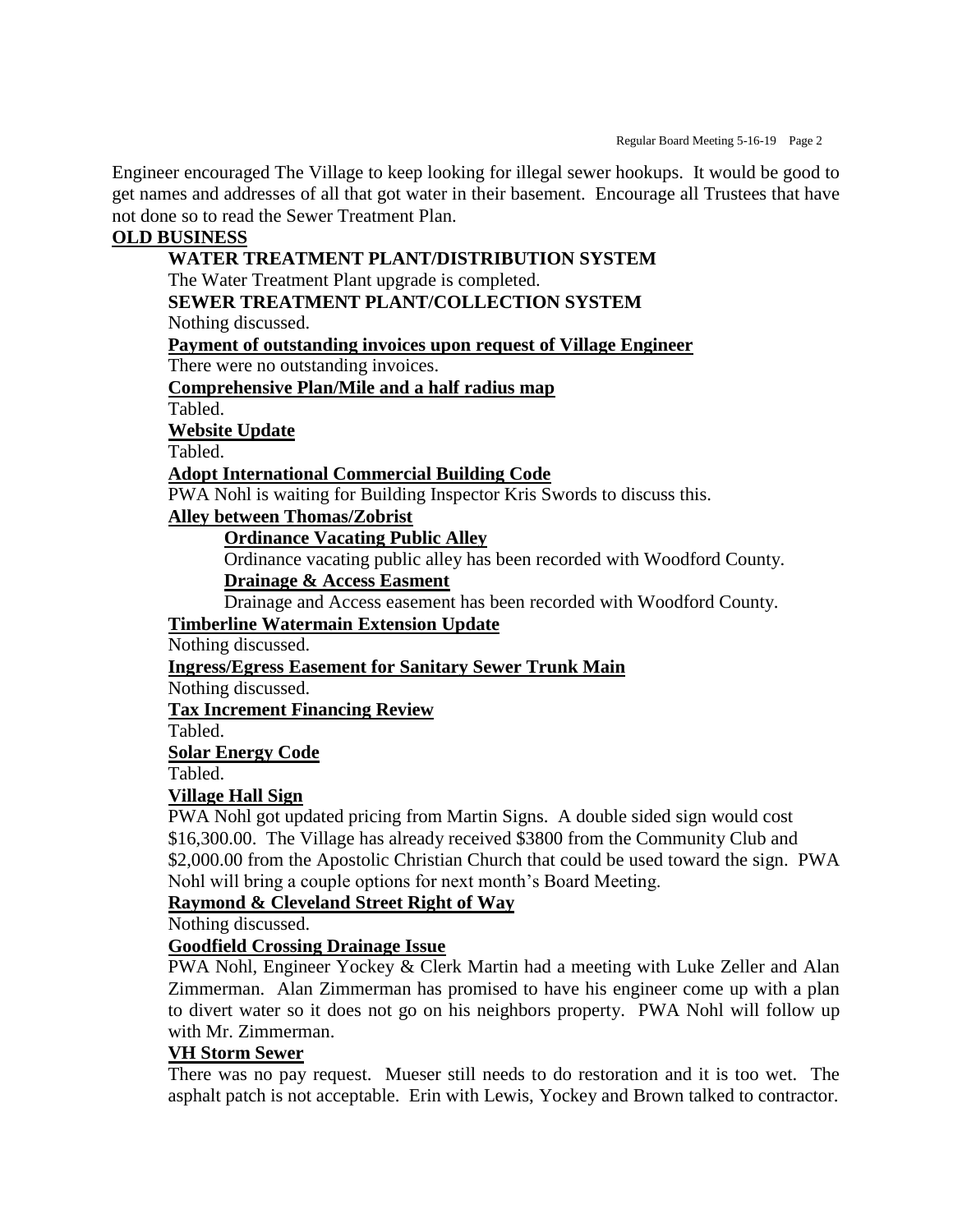Engineer encouraged The Village to keep looking for illegal sewer hookups. It would be good to get names and addresses of all that got water in their basement. Encourage all Trustees that have not done so to read the Sewer Treatment Plan.

## OLD BUSINESS

### WATER TREATMENT PLANT/DISTRIBUTION SYSTEM

The Water Treatment Plant upgrade is completed.

### SEWER TREATMENT PLANT/COLLECTION SYSTEM

Nothing discussed.

**Payment of outstanding invoices upon request of Village Engineer**

There were no outstanding invoices.

**Comprehensive Plan/Mile and a half radius map**

Tabled.

**Website Update**

Tabled.

**Adopt International Commercial Building Code**

PWA Nohl is waiting for Building Inspector Kris Swords to discuss this.

**Alley between Thomas/Zobrist**

**Ordinance Vacating Public Alley**

Ordinance vacating public alley has been recorded with Woodford County.

**Drainage & Access Easment**

Drainage and Access easement has been recorded with Woodford County.

**Timberline Watermain Extension Update**

Nothing discussed.

**Ingress/Egress Easement for Sanitary Sewer Trunk Main**

Nothing discussed.

**Tax Increment Financing Review**

Tabled.

**Solar Energy Code**

Tabled.

**Village Hall Sign**

PWA Nohl got updated pricing from Martin Signs. A double sided sign would cost \$16,300.00. The Village has already received \$3800 from the Community Club and \$2,000.00 from the Apostolic Christian Church that could be used toward the sign. PWA Nohl will bring a couple options for next month's Board Meeting.

**Raymond & Cleveland Street Right of Way**

Nothing discussed.

**Goodfield Crossing Drainage Issue**

PWA Nohl, Engineer Yockey & Clerk Martin had a meeting with Luke Zeller and Alan Zimmerman. Alan Zimmerman has promised to have his engineer come up with a plan to divert water so it does not go on his neighbors property. PWA Nohl will follow up with Mr. Zimmerman.

**VH Storm Sewer**

There was no pay request. Mueser still needs to do restoration and it is too wet. The asphalt patch is not acceptable. Erin with Lewis, Yockey and Brown talked to contractor.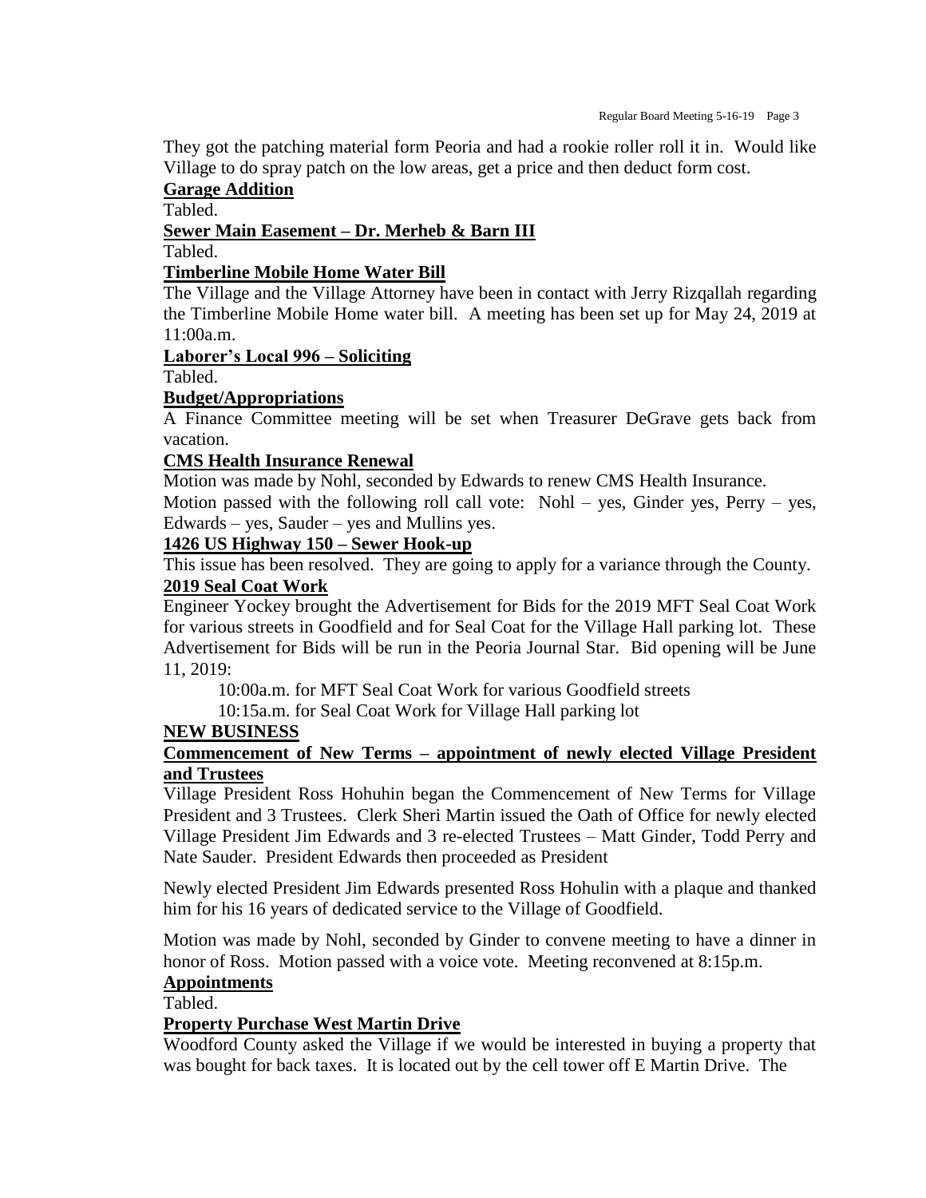They got the patching material form Peoria and had a rookie roller roll it in. Would like Village to do spray patch on the low areas, get a price and then deduct form cost.

**Garage Addition**

Tabled.

**Sewer Main Easement – Dr. Merheb & Barn III**

Tabled.

**Timberline Mobile Home Water Bill**

The Village and the Village Attorney have been in contact with Jerry Rizqallah regarding the Timberline Mobile Home water bill. A meeting has been set up for May 24, 2019 at 11:00a.m.

**Laborer's Local 996 – Soliciting**

Tabled.

**Budget/Appropriations**

A Finance Committee meeting will be set when Treasurer DeGrave gets back from vacation.

**CMS Health Insurance Renewal**

Motion was made by Nohl, seconded by Edwards to renew CMS Health Insurance.

Motion passed with the following roll call vote: Nohl – yes, Ginder yes, Perry – yes, Edwards – yes, Sauder – yes and Mullins yes.

**1426 US Highway 150 – Sewer Hook-up**

This issue has been resolved. They are going to apply for a variance through the County.

**2019 Seal Coat Work**

Engineer Yockey brought the Advertisement for Bids for the 2019 MFT Seal Coat Work for various streets in Goodfield and for Seal Coat for the Village Hall parking lot. These Advertisement for Bids will be run in the Peoria Journal Star. Bid opening will be June 11, 2019:

10:00a.m. for MFT Seal Coat Work for various Goodfield streets

10:15a.m. for Seal Coat Work for Village Hall parking lot

**NEW BUSINESS**

**Commencement of New Terms – appointment of newly elected Village President and Trustees**

Village President Ross Hohuhin began the Commencement of New Terms for Village President and 3 Trustees. Clerk Sheri Martin issued the Oath of Office for newly elected Village President Jim Edwards and 3 re-elected Trustees – Matt Ginder, Todd Perry and Nate Sauder. President Edwards then proceeded as President

Newly elected President Jim Edwards presented Ross Hohulin with a plaque and thanked him for his 16 years of dedicated service to the Village of Goodfield.

Motion was made by Nohl, seconded by Ginder to convene meeting to have a dinner in honor of Ross. Motion passed with a voice vote. Meeting reconvened at 8:15p.m.

**Appointments**

Tabled.

**Property Purchase West Martin Drive**

Woodford County asked the Village if we would be interested in buying a property that was bought for back taxes. It is located out by the cell tower off E Martin Drive. The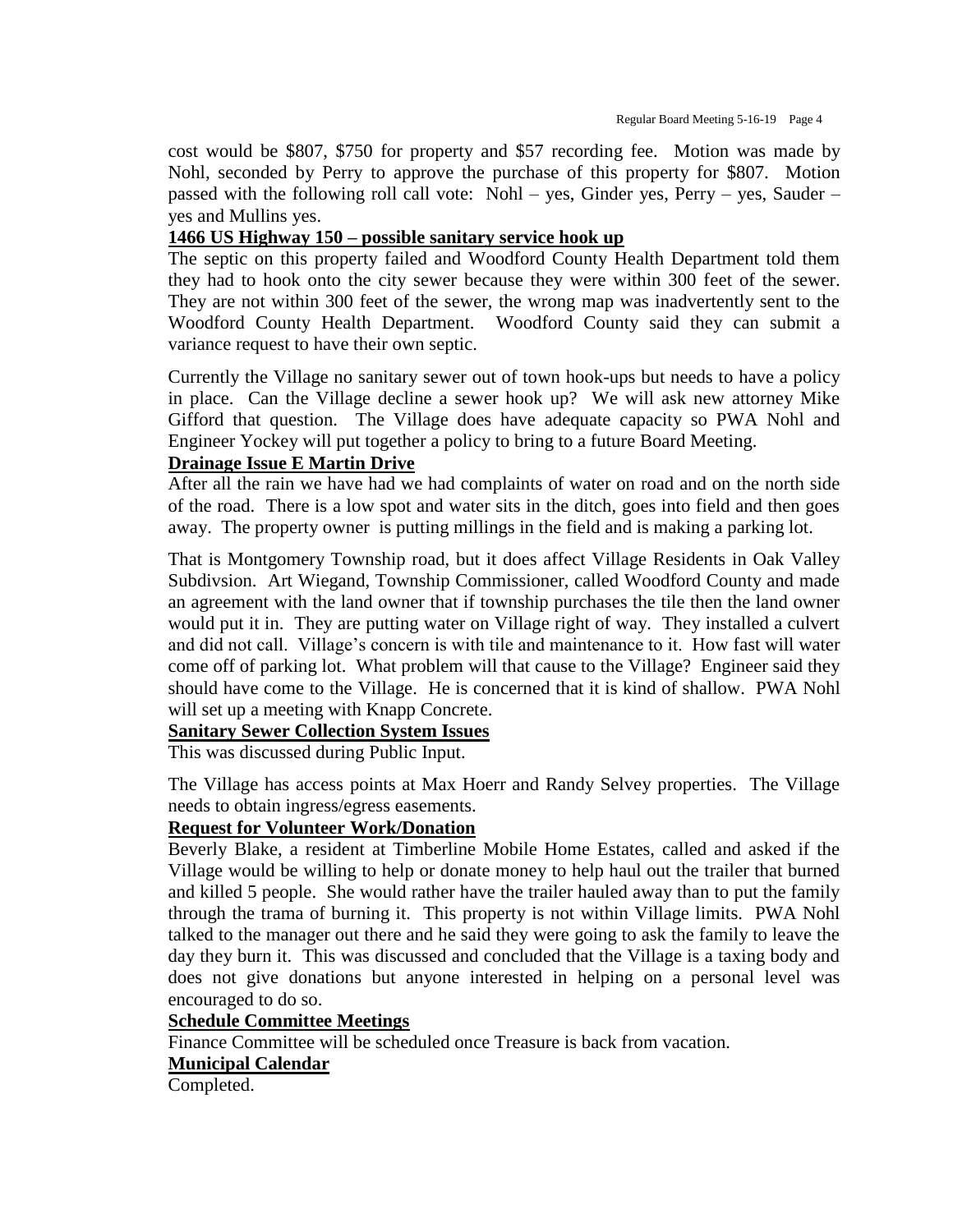cost would be $807, $750 for property and $57 recording fee. Motion was made by Nohl, seconded by Perry to approve the purchase of this property for $807. Motion passed with the following roll call vote: Nohl – yes, Ginder yes, Perry – yes, Sauder – yes and Mullins yes.

**1466 US Highway 150 – possible sanitary service hook up**

The septic on this property failed and Woodford County Health Department told them they had to hook onto the city sewer because they were within 300 feet of the sewer. They are not within 300 feet of the sewer, the wrong map was inadvertently sent to the Woodford County Health Department. Woodford County said they can submit a variance request to have their own septic.

Currently the Village no sanitary sewer out of town hook-ups but needs to have a policy in place. Can the Village decline a sewer hook up? We will ask new attorney Mike Gifford that question. The Village does have adequate capacity so PWA Nohl and Engineer Yockey will put together a policy to bring to a future Board Meeting.

**Drainage Issue E Martin Drive**

After all the rain we have had we had complaints of water on road and on the north side of the road. There is a low spot and water sits in the ditch, goes into field and then goes away. The property owner is putting millings in the field and is making a parking lot.

That is Montgomery Township road, but it does affect Village Residents in Oak Valley Subdivsion. Art Wiegand, Township Commissioner, called Woodford County and made an agreement with the land owner that if township purchases the tile then the land owner would put it in. They are putting water on Village right of way. They installed a culvert and did not call. Village's concern is with tile and maintenance to it. How fast will water come off of parking lot. What problem will that cause to the Village? Engineer said they should have come to the Village. He is concerned that it is kind of shallow. PWA Nohl will set up a meeting with Knapp Concrete.

**Sanitary Sewer Collection System Issues**

This was discussed during Public Input.

The Village has access points at Max Hoerr and Randy Selvey properties. The Village needs to obtain ingress/egress easements.

**Request for Volunteer Work/Donation**

Beverly Blake, a resident at Timberline Mobile Home Estates, called and asked if the Village would be willing to help or donate money to help haul out the trailer that burned and killed 5 people. She would rather have the trailer hauled away than to put the family through the trama of burning it. This property is not within Village limits. PWA Nohl talked to the manager out there and he said they were going to ask the family to leave the day they burn it. This was discussed and concluded that the Village is a taxing body and does not give donations but anyone interested in helping on a personal level was encouraged to do so.

**Schedule Committee Meetings**

Finance Committee will be scheduled once Treasure is back from vacation.

**Municipal Calendar**

Completed.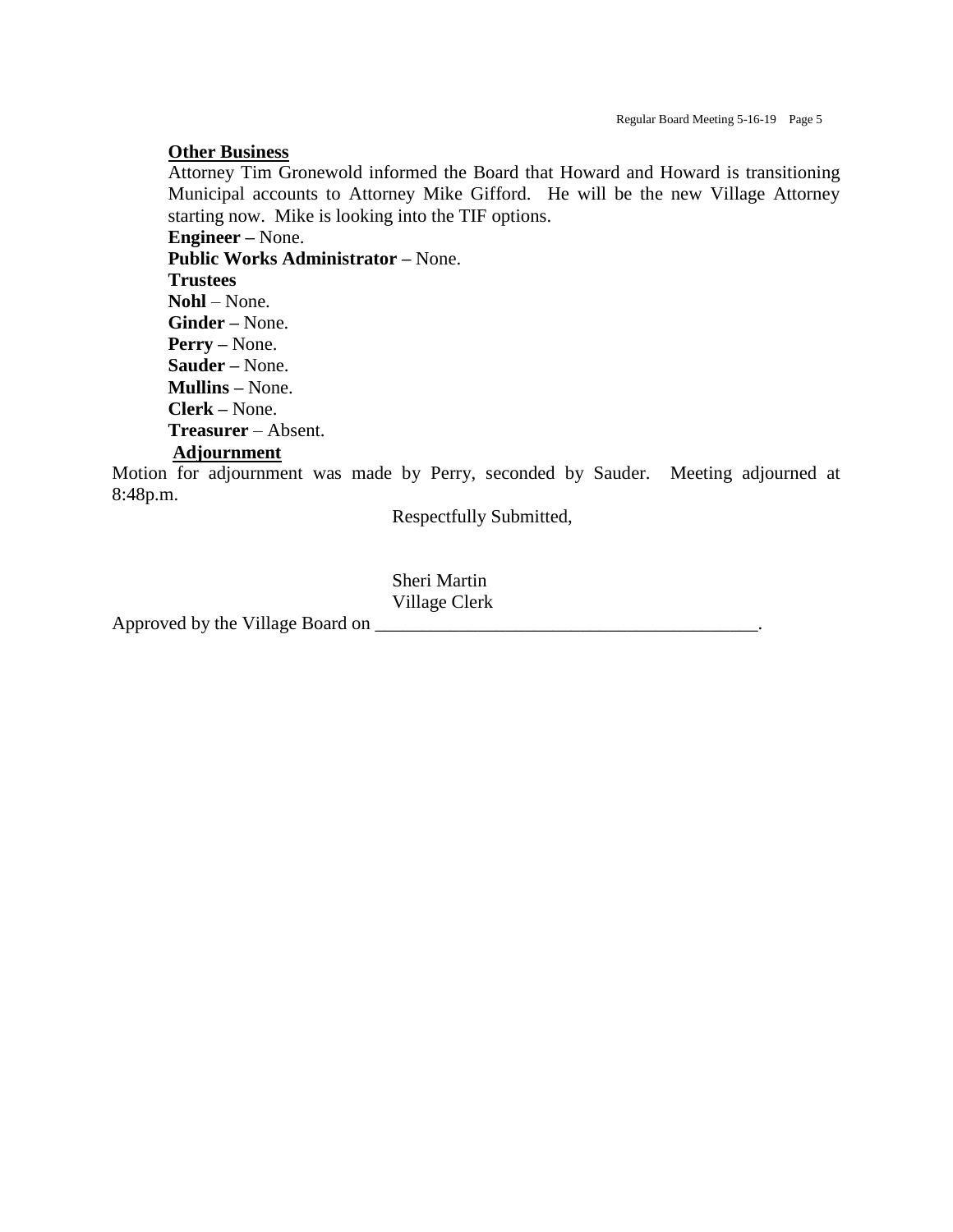**Other Business**

Attorney Tim Gronewold informed the Board that Howard and Howard is transitioning Municipal accounts to Attorney Mike Gifford. He will be the new Village Attorney starting now. Mike is looking into the TIF options.

**Engineer –** None.

**Public Works Administrator –** None.

**Trustees**

**Nohl** – None.

**Ginder –** None.

**Perry –** None.

**Sauder –** None.

**Mullins –** None.

**Clerk –** None.

**Treasurer** – Absent.

**Adjournment**

Motion for adjournment was made by Perry, seconded by Sauder. Meeting adjourned at 8:48p.m.

Respectfully Submitted,

Sheri Martin
Village Clerk

Approved by the Village Board on ________________________________________.